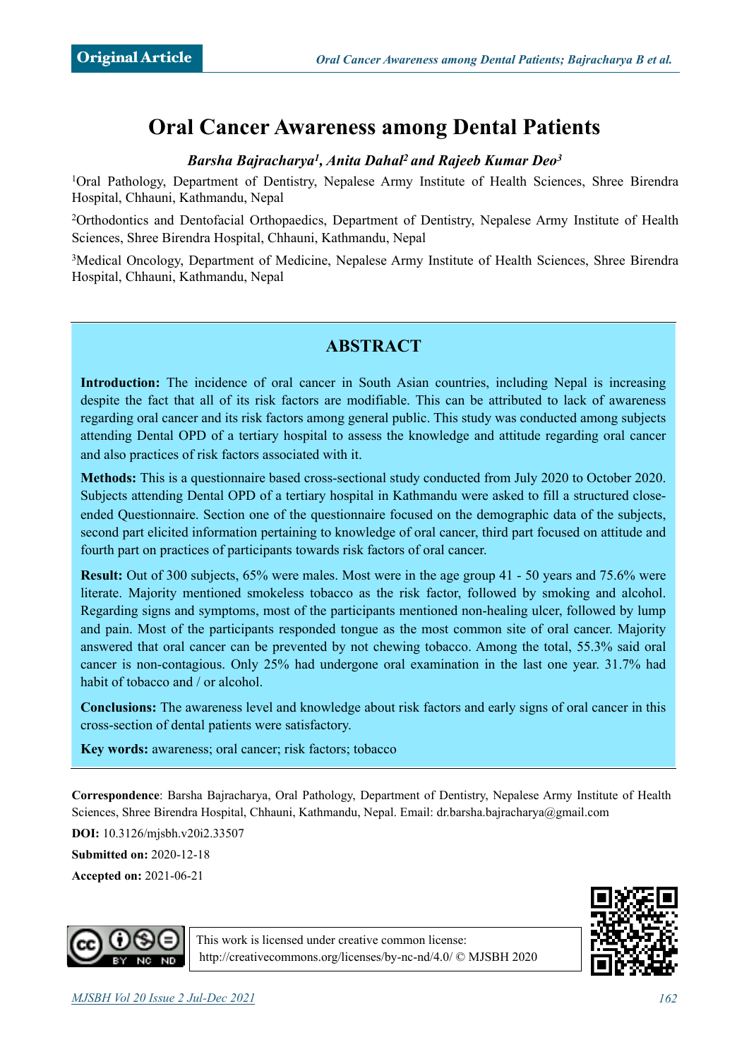Original Article

# Oral Cancer Awareness among Dental Patients

***Barsha Bajracharya[1], Anita Dahal[2] and Rajeeb Kumar Deo[3]***

[1]Oral Pathology, Department of Dentistry, Nepalese Army Institute of Health Sciences, Shree Birendra Hospital, Chhauni, Kathmandu, Nepal

[2]Orthodontics and Dentofacial Orthopaedics, Department of Dentistry, Nepalese Army Institute of Health Sciences, Shree Birendra Hospital, Chhauni, Kathmandu, Nepal

[3]Medical Oncology, Department of Medicine, Nepalese Army Institute of Health Sciences, Shree Birendra Hospital, Chhauni, Kathmandu, Nepal

## ABSTRACT

**Introduction:** The incidence of oral cancer in South Asian countries, including Nepal is increasing despite the fact that all of its risk factors are modifiable. This can be attributed to lack of awareness regarding oral cancer and its risk factors among general public. This study was conducted among subjects attending Dental OPD of a tertiary hospital to assess the knowledge and attitude regarding oral cancer and also practices of risk factors associated with it.

**Methods:** This is a questionnaire based cross-sectional study conducted from July 2020 to October 2020. Subjects attending Dental OPD of a tertiary hospital in Kathmandu were asked to fill a structured close-ended Questionnaire. Section one of the questionnaire focused on the demographic data of the subjects, second part elicited information pertaining to knowledge of oral cancer, third part focused on attitude and fourth part on practices of participants towards risk factors of oral cancer.

**Result:** Out of 300 subjects, 65% were males. Most were in the age group 41 - 50 years and 75.6% were literate. Majority mentioned smokeless tobacco as the risk factor, followed by smoking and alcohol. Regarding signs and symptoms, most of the participants mentioned non-healing ulcer, followed by lump and pain. Most of the participants responded tongue as the most common site of oral cancer. Majority answered that oral cancer can be prevented by not chewing tobacco. Among the total, 55.3% said oral cancer is non-contagious. Only 25% had undergone oral examination in the last one year. 31.7% had habit of tobacco and / or alcohol.

**Conclusions:** The awareness level and knowledge about risk factors and early signs of oral cancer in this cross-section of dental patients were satisfactory.

**Key words:** awareness; oral cancer; risk factors; tobacco

**Correspondence**: Barsha Bajracharya, Oral Pathology, Department of Dentistry, Nepalese Army Institute of Health Sciences, Shree Birendra Hospital, Chhauni, Kathmandu, Nepal. Email: dr.barsha.bajracharya@gmail.com

**DOI:** 10.3126/mjsbh.v20i2.33507

**Submitted on:** 2020-12-18

**Accepted on:** 2021-06-21

This work is licensed under creative common license: http://creativecommons.org/licenses/by-nc-nd/4.0/ © MJSBH 2020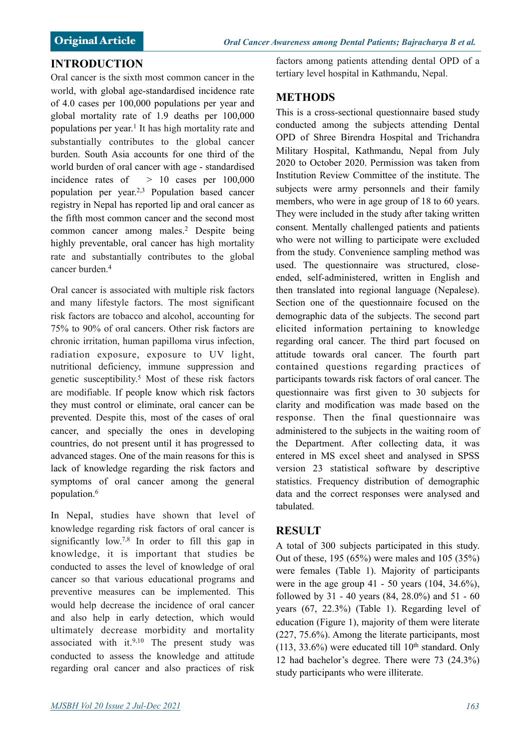## INTRODUCTION

Oral cancer is the sixth most common cancer in the world, with global age-standardised incidence rate of 4.0 cases per 100,000 populations per year and global mortality rate of 1.9 deaths per 100,000 populations per year.[1] It has high mortality rate and substantially contributes to the global cancer burden. South Asia accounts for one third of the world burden of oral cancer with age - standardised incidence rates of > 10 cases per 100,000 population per year.[2,3] Population based cancer registry in Nepal has reported lip and oral cancer as the fifth most common cancer and the second most common cancer among males.[2] Despite being highly preventable, oral cancer has high mortality rate and substantially contributes to the global cancer burden.[4]

Oral cancer is associated with multiple risk factors and many lifestyle factors. The most significant risk factors are tobacco and alcohol, accounting for 75% to 90% of oral cancers. Other risk factors are chronic irritation, human papilloma virus infection, radiation exposure, exposure to UV light, nutritional deficiency, immune suppression and genetic susceptibility.[5] Most of these risk factors are modifiable. If people know which risk factors they must control or eliminate, oral cancer can be prevented. Despite this, most of the cases of oral cancer, and specially the ones in developing countries, do not present until it has progressed to advanced stages. One of the main reasons for this is lack of knowledge regarding the risk factors and symptoms of oral cancer among the general population.[6]

In Nepal, studies have shown that level of knowledge regarding risk factors of oral cancer is significantly low.[7,8] In order to fill this gap in knowledge, it is important that studies be conducted to asses the level of knowledge of oral cancer so that various educational programs and preventive measures can be implemented. This would help decrease the incidence of oral cancer and also help in early detection, which would ultimately decrease morbidity and mortality associated with it.[9,10] The present study was conducted to assess the knowledge and attitude regarding oral cancer and also practices of risk factors among patients attending dental OPD of a tertiary level hospital in Kathmandu, Nepal.

## METHODS

This is a cross-sectional questionnaire based study conducted among the subjects attending Dental OPD of Shree Birendra Hospital and Trichandra Military Hospital, Kathmandu, Nepal from July 2020 to October 2020. Permission was taken from Institution Review Committee of the institute. The subjects were army personnels and their family members, who were in age group of 18 to 60 years. They were included in the study after taking written consent. Mentally challenged patients and patients who were not willing to participate were excluded from the study. Convenience sampling method was used. The questionnaire was structured, close-ended, self-administered, written in English and then translated into regional language (Nepalese). Section one of the questionnaire focused on the demographic data of the subjects. The second part elicited information pertaining to knowledge regarding oral cancer. The third part focused on attitude towards oral cancer. The fourth part contained questions regarding practices of participants towards risk factors of oral cancer. The questionnaire was first given to 30 subjects for clarity and modification was made based on the response. Then the final questionnaire was administered to the subjects in the waiting room of the Department. After collecting data, it was entered in MS excel sheet and analysed in SPSS version 23 statistical software by descriptive statistics. Frequency distribution of demographic data and the correct responses were analysed and tabulated.

## RESULT

A total of 300 subjects participated in this study. Out of these, 195 (65%) were males and 105 (35%) were females (Table 1). Majority of participants were in the age group 41 - 50 years (104, 34.6%), followed by 31 - 40 years (84, 28.0%) and 51 - 60 years (67, 22.3%) (Table 1). Regarding level of education (Figure 1), majority of them were literate (227, 75.6%). Among the literate participants, most (113, 33.6%) were educated till 10$^{th}$ standard. Only 12 had bachelor's degree. There were 73 (24.3%) study participants who were illiterate.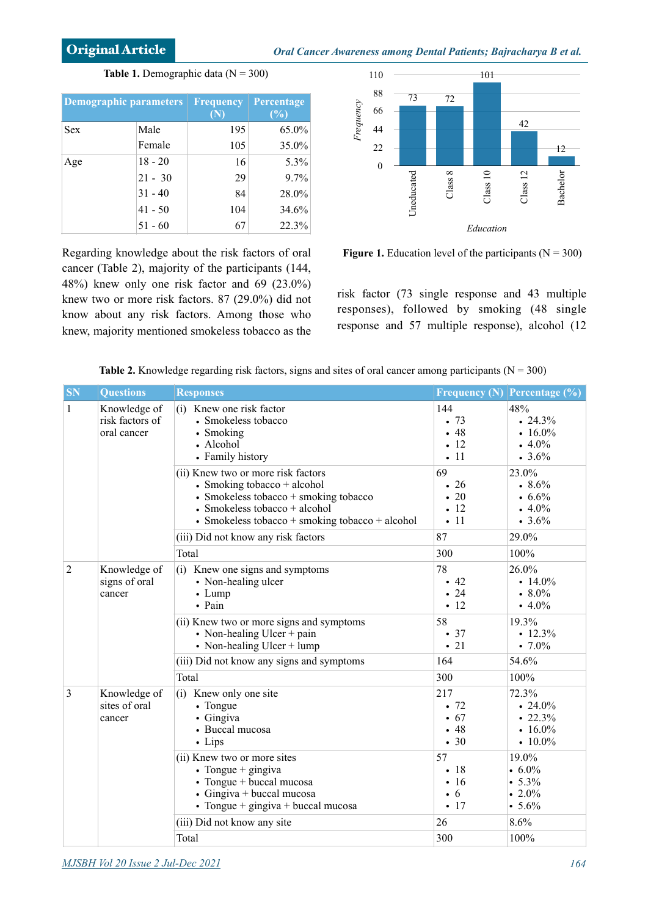**Table 1.** Demographic data (N = 300)

| Demographic parameters | | Frequency (N) | Percentage (%) |
|---|---|---|---|
| Sex | Male | 195 | 65.0% |
| | Female | 105 | 35.0% |
| Age | 18 - 20 | 16 | 5.3% |
| | 21 - 30 | 29 | 9.7% |
| | 31 - 40 | 84 | 28.0% |
| | 41 - 50 | 104 | 34.6% |
| | 51 - 60 | 67 | 22.3% |

| Education | Frequency |
|---|---|
| Uneducated | 73 |
| Class 8 | 72 |
| Class 10 | 101 |
| Class 12 | 42 |
| Bachelor | 12 |

**Figure 1.** Education level of the participants (N = 300)

Regarding knowledge about the risk factors of oral cancer (Table 2), majority of the participants (144, 48%) knew only one risk factor and 69 (23.0%) knew two or more risk factors. 87 (29.0%) did not know about any risk factors. Among those who knew, majority mentioned smokeless tobacco as the risk factor (73 single response and 43 multiple responses), followed by smoking (48 single response and 57 multiple response), alcohol (12

**Table 2.** Knowledge regarding risk factors, signs and sites of oral cancer among participants (N = 300)

| SN | Questions | Responses | Frequency (N) | Percentage (%) |
|---|---|---|---|---|
| 1 | Knowledge of risk factors of oral cancer | (i) Knew one risk factor<br>• Smokeless tobacco<br>• Smoking<br>• Alcohol<br>• Family history | 144<br>• 73<br>• 48<br>• 12<br>• 11 | 48%<br>• 24.3%<br>• 16.0%<br>• 4.0%<br>• 3.6% |
| | | (ii) Knew two or more risk factors<br>• Smoking tobacco + alcohol<br>• Smokeless tobacco + smoking tobacco<br>• Smokeless tobacco + alcohol<br>• Smokeless tobacco + smoking tobacco + alcohol | 69<br>• 26<br>• 20<br>• 12<br>• 11 | 23.0%<br>• 8.6%<br>• 6.6%<br>• 4.0%<br>• 3.6% |
| | | (iii) Did not know any risk factors | 87 | 29.0% |
| | | Total | 300 | 100% |
| 2 | Knowledge of signs of oral cancer | (i) Knew one signs and symptoms<br>• Non-healing ulcer<br>• Lump<br>• Pain | 78<br>• 42<br>• 24<br>• 12 | 26.0%<br>• 14.0%<br>• 8.0%<br>• 4.0% |
| | | (ii) Knew two or more signs and symptoms<br>• Non-healing Ulcer + pain<br>• Non-healing Ulcer + lump | 58<br>• 37<br>• 21 | 19.3%<br>• 12.3%<br>• 7.0% |
| | | (iii) Did not know any signs and symptoms | 164 | 54.6% |
| | | Total | 300 | 100% |
| 3 | Knowledge of sites of oral cancer | (i) Knew only one site<br>• Tongue<br>• Gingiva<br>• Buccal mucosa<br>• Lips | 217<br>• 72<br>• 67<br>• 48<br>• 30 | 72.3%<br>• 24.0%<br>• 22.3%<br>• 16.0%<br>• 10.0% |
| | | (ii) Knew two or more sites<br>• Tongue + gingiva<br>• Tongue + buccal mucosa<br>• Gingiva + buccal mucosa<br>• Tongue + gingiva + buccal mucosa | 57<br>• 18<br>• 16<br>• 6<br>• 17 | 19.0%<br>• 6.0%<br>• 5.3%<br>• 2.0%<br>• 5.6% |
| | | (iii) Did not know any site | 26 | 8.6% |
| | | Total | 300 | 100% |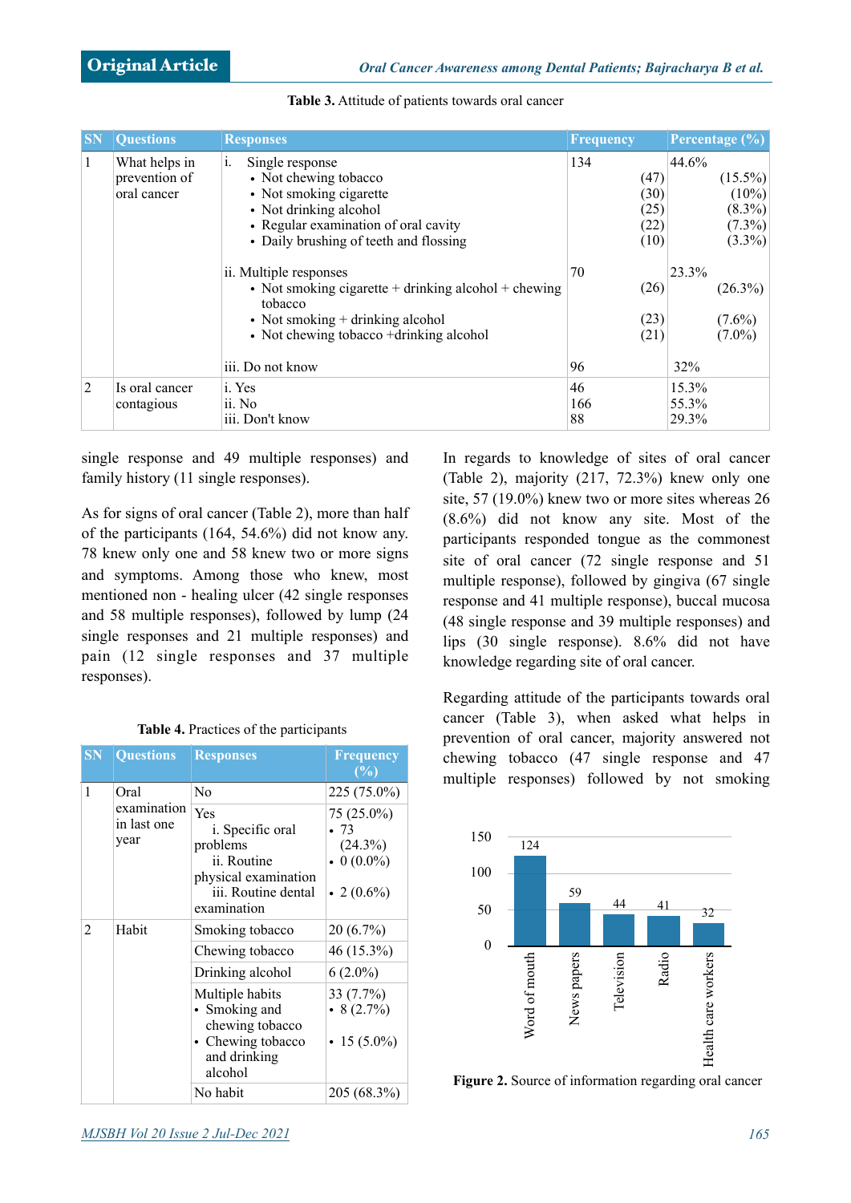**Table 3.** Attitude of patients towards oral cancer

| SN | Questions | Responses | Frequency | Percentage (%) |
|---|---|---|---|---|
| 1 | What helps in prevention of oral cancer | i. Single response | 134 | 44.6% |
| | | • Not chewing tobacco | (47) | (15.5%) |
| | | • Not smoking cigarette | (30) | (10%) |
| | | • Not drinking alcohol | (25) | (8.3%) |
| | | • Regular examination of oral cavity | (22) | (7.3%) |
| | | • Daily brushing of teeth and flossing | (10) | (3.3%) |
| | | ii. Multiple responses | 70 | 23.3% |
| | | • Not smoking cigarette + drinking alcohol + chewing tobacco | (26) | (26.3%) |
| | | • Not smoking + drinking alcohol | (23) | (7.6%) |
| | | • Not chewing tobacco +drinking alcohol | (21) | (7.0%) |
| | | iii. Do not know | 96 | 32% |
| 2 | Is oral cancer contagious | i. Yes | 46 | 15.3% |
| | | ii. No | 166 | 55.3% |
| | | iii. Don't know | 88 | 29.3% |

single response and 49 multiple responses) and family history (11 single responses).

As for signs of oral cancer (Table 2), more than half of the participants (164, 54.6%) did not know any. 78 knew only one and 58 knew two or more signs and symptoms. Among those who knew, most mentioned non - healing ulcer (42 single responses and 58 multiple responses), followed by lump (24 single responses and 21 multiple responses) and pain (12 single responses and 37 multiple responses).

**Table 4.** Practices of the participants

| SN | Questions | Responses | Frequency (%) |
|---|---|---|---|
| 1 | Oral examination in last one year | No | 225 (75.0%) |
| | | Yes | 75 (25.0%) |
| | | i. Specific oral problems | • 73 (24.3%) |
| | | ii. Routine physical examination | • 0 (0.0%) |
| | | iii. Routine dental examination | • 2 (0.6%) |
| 2 | Habit | Smoking tobacco | 20 (6.7%) |
| | | Chewing tobacco | 46 (15.3%) |
| | | Drinking alcohol | 6 (2.0%) |
| | | Multiple habits | 33 (7.7%) |
| | | • Smoking and chewing tobacco | • 8 (2.7%) |
| | | • Chewing tobacco and drinking alcohol | • 15 (5.0%) |
| | | No habit | 205 (68.3%) |

In regards to knowledge of sites of oral cancer (Table 2), majority (217, 72.3%) knew only one site, 57 (19.0%) knew two or more sites whereas 26 (8.6%) did not know any site. Most of the participants responded tongue as the commonest site of oral cancer (72 single response and 51 multiple response), followed by gingiva (67 single response and 41 multiple response), buccal mucosa (48 single response and 39 multiple responses) and lips (30 single response). 8.6% did not have knowledge regarding site of oral cancer.

Regarding attitude of the participants towards oral cancer (Table 3), when asked what helps in prevention of oral cancer, majority answered not chewing tobacco (47 single response and 47 multiple responses) followed by not smoking

| Source | Count |
|---|---|
| Word of mouth | 124 |
| News papers | 59 |
| Television | 44 |
| Radio | 41 |
| Health care workers | 32 |

**Figure 2.** Source of information regarding oral cancer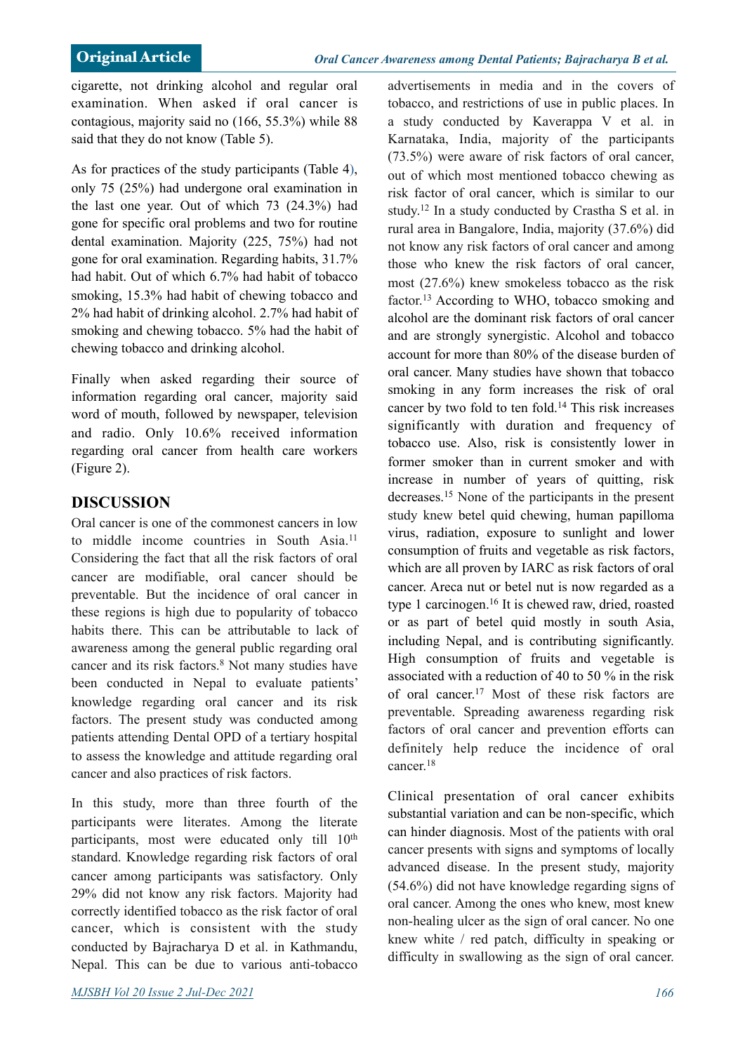cigarette, not drinking alcohol and regular oral examination. When asked if oral cancer is contagious, majority said no (166, 55.3%) while 88 said that they do not know (Table 5).

As for practices of the study participants (Table 4), only 75 (25%) had undergone oral examination in the last one year. Out of which 73 (24.3%) had gone for specific oral problems and two for routine dental examination. Majority (225, 75%) had not gone for oral examination. Regarding habits, 31.7% had habit. Out of which 6.7% had habit of tobacco smoking, 15.3% had habit of chewing tobacco and 2% had habit of drinking alcohol. 2.7% had habit of smoking and chewing tobacco. 5% had the habit of chewing tobacco and drinking alcohol.

Finally when asked regarding their source of information regarding oral cancer, majority said word of mouth, followed by newspaper, television and radio. Only 10.6% received information regarding oral cancer from health care workers (Figure 2).

## DISCUSSION

Oral cancer is one of the commonest cancers in low to middle income countries in South Asia.[11] Considering the fact that all the risk factors of oral cancer are modifiable, oral cancer should be preventable. But the incidence of oral cancer in these regions is high due to popularity of tobacco habits there. This can be attributable to lack of awareness among the general public regarding oral cancer and its risk factors.[8] Not many studies have been conducted in Nepal to evaluate patients' knowledge regarding oral cancer and its risk factors. The present study was conducted among patients attending Dental OPD of a tertiary hospital to assess the knowledge and attitude regarding oral cancer and also practices of risk factors.

In this study, more than three fourth of the participants were literates. Among the literate participants, most were educated only till 10th standard. Knowledge regarding risk factors of oral cancer among participants was satisfactory. Only 29% did not know any risk factors. Majority had correctly identified tobacco as the risk factor of oral cancer, which is consistent with the study conducted by Bajracharya D et al. in Kathmandu, Nepal. This can be due to various anti-tobacco advertisements in media and in the covers of tobacco, and restrictions of use in public places. In a study conducted by Kaverappa V et al. in Karnataka, India, majority of the participants (73.5%) were aware of risk factors of oral cancer, out of which most mentioned tobacco chewing as risk factor of oral cancer, which is similar to our study.[12] In a study conducted by Crastha S et al. in rural area in Bangalore, India, majority (37.6%) did not know any risk factors of oral cancer and among those who knew the risk factors of oral cancer, most (27.6%) knew smokeless tobacco as the risk factor.[13] According to WHO, tobacco smoking and alcohol are the dominant risk factors of oral cancer and are strongly synergistic. Alcohol and tobacco account for more than 80% of the disease burden of oral cancer. Many studies have shown that tobacco smoking in any form increases the risk of oral cancer by two fold to ten fold.[14] This risk increases significantly with duration and frequency of tobacco use. Also, risk is consistently lower in former smoker than in current smoker and with increase in number of years of quitting, risk decreases.[15] None of the participants in the present study knew betel quid chewing, human papilloma virus, radiation, exposure to sunlight and lower consumption of fruits and vegetable as risk factors, which are all proven by IARC as risk factors of oral cancer. Areca nut or betel nut is now regarded as a type 1 carcinogen.[16] It is chewed raw, dried, roasted or as part of betel quid mostly in south Asia, including Nepal, and is contributing significantly. High consumption of fruits and vegetable is associated with a reduction of 40 to 50 % in the risk of oral cancer.[17] Most of these risk factors are preventable. Spreading awareness regarding risk factors of oral cancer and prevention efforts can definitely help reduce the incidence of oral cancer.[18]

Clinical presentation of oral cancer exhibits substantial variation and can be non-specific, which can hinder diagnosis. Most of the patients with oral cancer presents with signs and symptoms of locally advanced disease. In the present study, majority (54.6%) did not have knowledge regarding signs of oral cancer. Among the ones who knew, most knew non-healing ulcer as the sign of oral cancer. No one knew white / red patch, difficulty in speaking or difficulty in swallowing as the sign of oral cancer.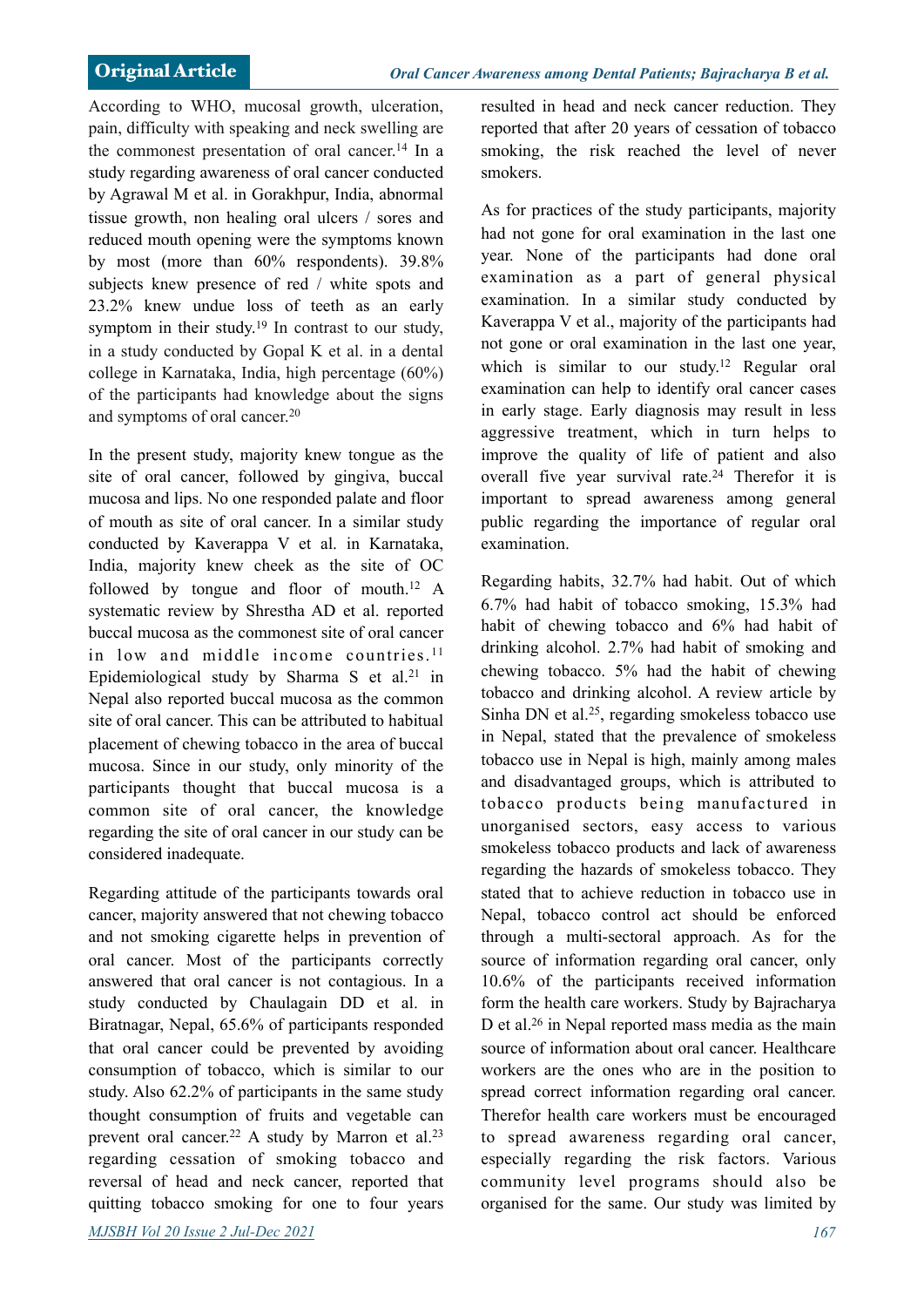According to WHO, mucosal growth, ulceration, pain, difficulty with speaking and neck swelling are the commonest presentation of oral cancer.[14] In a study regarding awareness of oral cancer conducted by Agrawal M et al. in Gorakhpur, India, abnormal tissue growth, non healing oral ulcers / sores and reduced mouth opening were the symptoms known by most (more than 60% respondents). 39.8% subjects knew presence of red / white spots and 23.2% knew undue loss of teeth as an early symptom in their study.[19] In contrast to our study, in a study conducted by Gopal K et al. in a dental college in Karnataka, India, high percentage (60%) of the participants had knowledge about the signs and symptoms of oral cancer.[20]

In the present study, majority knew tongue as the site of oral cancer, followed by gingiva, buccal mucosa and lips. No one responded palate and floor of mouth as site of oral cancer. In a similar study conducted by Kaverappa V et al. in Karnataka, India, majority knew cheek as the site of OC followed by tongue and floor of mouth.[12] A systematic review by Shrestha AD et al. reported buccal mucosa as the commonest site of oral cancer in low and middle income countries.[11] Epidemiological study by Sharma S et al.[21] in Nepal also reported buccal mucosa as the common site of oral cancer. This can be attributed to habitual placement of chewing tobacco in the area of buccal mucosa. Since in our study, only minority of the participants thought that buccal mucosa is a common site of oral cancer, the knowledge regarding the site of oral cancer in our study can be considered inadequate.

Regarding attitude of the participants towards oral cancer, majority answered that not chewing tobacco and not smoking cigarette helps in prevention of oral cancer. Most of the participants correctly answered that oral cancer is not contagious. In a study conducted by Chaulagain DD et al. in Biratnagar, Nepal, 65.6% of participants responded that oral cancer could be prevented by avoiding consumption of tobacco, which is similar to our study. Also 62.2% of participants in the same study thought consumption of fruits and vegetable can prevent oral cancer.[22] A study by Marron et al.[23] regarding cessation of smoking tobacco and reversal of head and neck cancer, reported that quitting tobacco smoking for one to four years resulted in head and neck cancer reduction. They reported that after 20 years of cessation of tobacco smoking, the risk reached the level of never smokers.

As for practices of the study participants, majority had not gone for oral examination in the last one year. None of the participants had done oral examination as a part of general physical examination. In a similar study conducted by Kaverappa V et al., majority of the participants had not gone or oral examination in the last one year, which is similar to our study.[12] Regular oral examination can help to identify oral cancer cases in early stage. Early diagnosis may result in less aggressive treatment, which in turn helps to improve the quality of life of patient and also overall five year survival rate.[24] Therefor it is important to spread awareness among general public regarding the importance of regular oral examination.

Regarding habits, 32.7% had habit. Out of which 6.7% had habit of tobacco smoking, 15.3% had habit of chewing tobacco and 6% had habit of drinking alcohol. 2.7% had habit of smoking and chewing tobacco. 5% had the habit of chewing tobacco and drinking alcohol. A review article by Sinha DN et al.[25], regarding smokeless tobacco use in Nepal, stated that the prevalence of smokeless tobacco use in Nepal is high, mainly among males and disadvantaged groups, which is attributed to tobacco products being manufactured in unorganised sectors, easy access to various smokeless tobacco products and lack of awareness regarding the hazards of smokeless tobacco. They stated that to achieve reduction in tobacco use in Nepal, tobacco control act should be enforced through a multi-sectoral approach. As for the source of information regarding oral cancer, only 10.6% of the participants received information form the health care workers. Study by Bajracharya D et al.[26] in Nepal reported mass media as the main source of information about oral cancer. Healthcare workers are the ones who are in the position to spread correct information regarding oral cancer. Therefor health care workers must be encouraged to spread awareness regarding oral cancer, especially regarding the risk factors. Various community level programs should also be organised for the same. Our study was limited by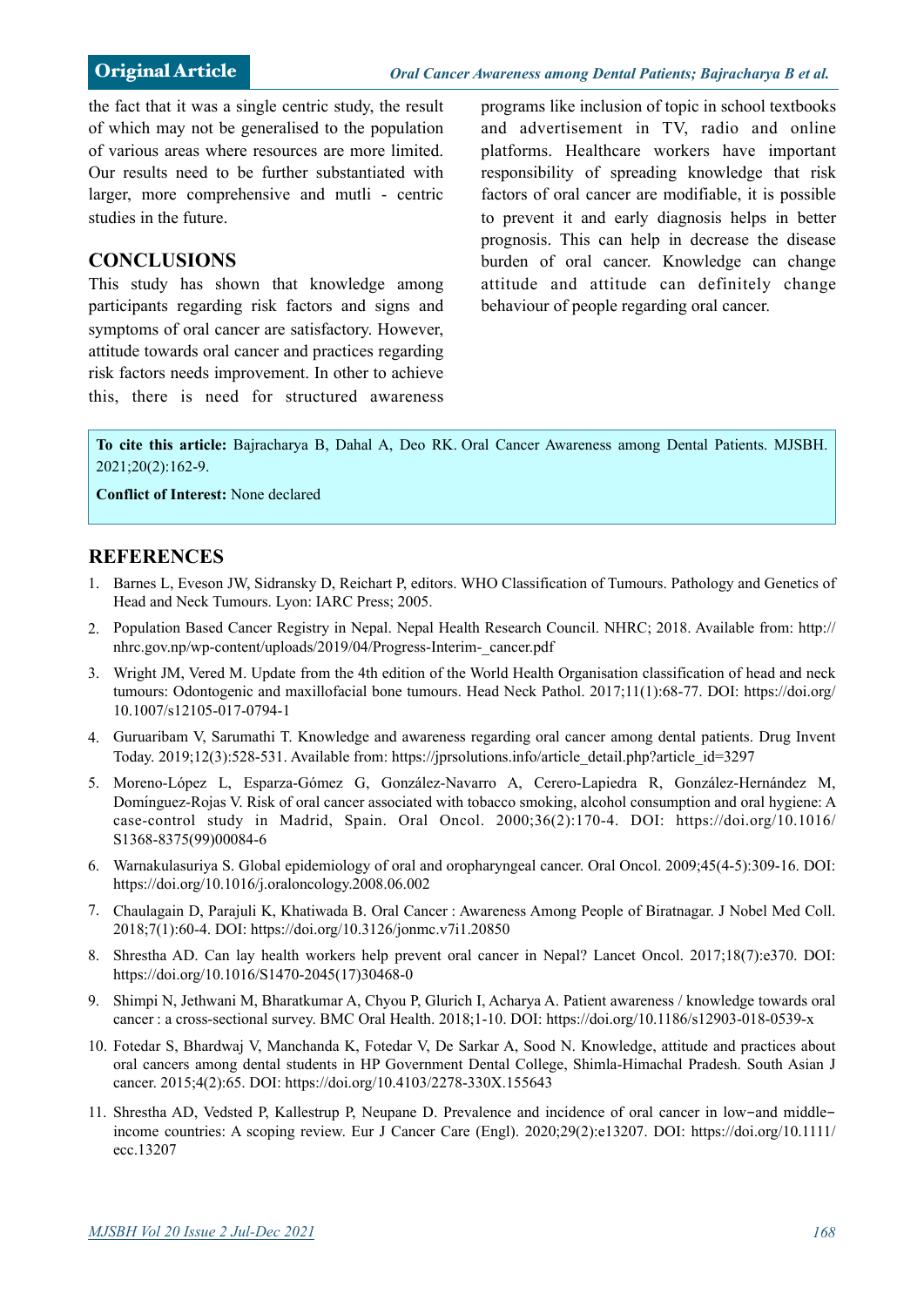the fact that it was a single centric study, the result of which may not be generalised to the population of various areas where resources are more limited. Our results need to be further substantiated with larger, more comprehensive and mutli - centric studies in the future.

## CONCLUSIONS

This study has shown that knowledge among participants regarding risk factors and signs and symptoms of oral cancer are satisfactory. However, attitude towards oral cancer and practices regarding risk factors needs improvement. In other to achieve this, there is need for structured awareness programs like inclusion of topic in school textbooks and advertisement in TV, radio and online platforms. Healthcare workers have important responsibility of spreading knowledge that risk factors of oral cancer are modifiable, it is possible to prevent it and early diagnosis helps in better prognosis. This can help in decrease the disease burden of oral cancer. Knowledge can change attitude and attitude can definitely change behaviour of people regarding oral cancer.

**To cite this article:** Bajracharya B, Dahal A, Deo RK. Oral Cancer Awareness among Dental Patients. MJSBH. 2021;20(2):162-9.

**Conflict of Interest:** None declared

## REFERENCES

1. Barnes L, Eveson JW, Sidransky D, Reichart P, editors. WHO Classification of Tumours. Pathology and Genetics of Head and Neck Tumours. Lyon: IARC Press; 2005.
2. Population Based Cancer Registry in Nepal. Nepal Health Research Council. NHRC; 2018. Available from: http://nhrc.gov.np/wp-content/uploads/2019/04/Progress-Interim-_cancer.pdf
3. Wright JM, Vered M. Update from the 4th edition of the World Health Organisation classification of head and neck tumours: Odontogenic and maxillofacial bone tumours. Head Neck Pathol. 2017;11(1):68-77. DOI: https://doi.org/10.1007/s12105-017-0794-1
4. Guruaribam V, Sarumathi T. Knowledge and awareness regarding oral cancer among dental patients. Drug Invent Today. 2019;12(3):528-531. Available from: https://jprsolutions.info/article_detail.php?article_id=3297
5. Moreno-López L, Esparza-Gómez G, González-Navarro A, Cerero-Lapiedra R, González-Hernández M, Domínguez-Rojas V. Risk of oral cancer associated with tobacco smoking, alcohol consumption and oral hygiene: A case-control study in Madrid, Spain. Oral Oncol. 2000;36(2):170-4. DOI: https://doi.org/10.1016/S1368-8375(99)00084-6
6. Warnakulasuriya S. Global epidemiology of oral and oropharyngeal cancer. Oral Oncol. 2009;45(4-5):309-16. DOI: https://doi.org/10.1016/j.oraloncology.2008.06.002
7. Chaulagain D, Parajuli K, Khatiwada B. Oral Cancer : Awareness Among People of Biratnagar. J Nobel Med Coll. 2018;7(1):60-4. DOI: https://doi.org/10.3126/jonmc.v7i1.20850
8. Shrestha AD. Can lay health workers help prevent oral cancer in Nepal? Lancet Oncol. 2017;18(7):e370. DOI: https://doi.org/10.1016/S1470-2045(17)30468-0
9. Shimpi N, Jethwani M, Bharatkumar A, Chyou P, Glurich I, Acharya A. Patient awareness / knowledge towards oral cancer : a cross-sectional survey. BMC Oral Health. 2018;1-10. DOI: https://doi.org/10.1186/s12903-018-0539-x
10. Fotedar S, Bhardwaj V, Manchanda K, Fotedar V, De Sarkar A, Sood N. Knowledge, attitude and practices about oral cancers among dental students in HP Government Dental College, Shimla-Himachal Pradesh. South Asian J cancer. 2015;4(2):65. DOI: https://doi.org/10.4103/2278-330X.155643
11. Shrestha AD, Vedsted P, Kallestrup P, Neupane D. Prevalence and incidence of oral cancer in low–and middle–income countries: A scoping review. Eur J Cancer Care (Engl). 2020;29(2):e13207. DOI: https://doi.org/10.1111/ecc.13207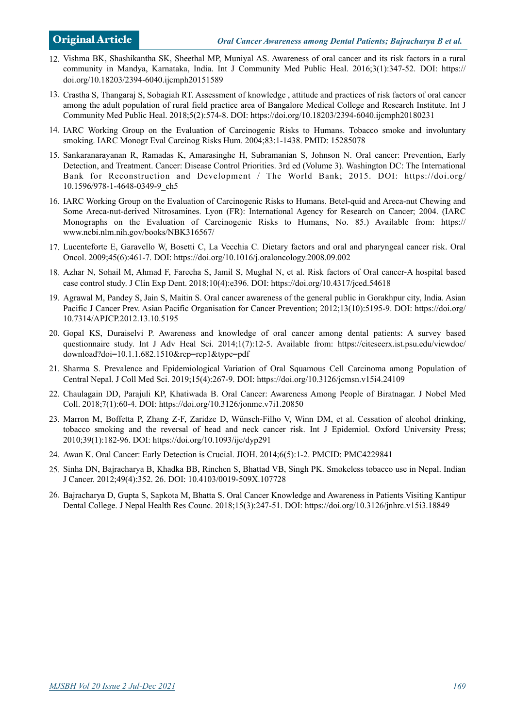12. Vishma BK, Shashikantha SK, Sheethal MP, Muniyal AS. Awareness of oral cancer and its risk factors in a rural community in Mandya, Karnataka, India. Int J Community Med Public Heal. 2016;3(1):347-52. DOI: https://doi.org/10.18203/2394-6040.ijcmph20151589

13. Crastha S, Thangaraj S, Sobagiah RT. Assessment of knowledge , attitude and practices of risk factors of oral cancer among the adult population of rural field practice area of Bangalore Medical College and Research Institute. Int J Community Med Public Heal. 2018;5(2):574-8. DOI: https://doi.org/10.18203/2394-6040.ijcmph20180231

14. IARC Working Group on the Evaluation of Carcinogenic Risks to Humans. Tobacco smoke and involuntary smoking. IARC Monogr Eval Carcinog Risks Hum. 2004;83:1-1438. PMID: 15285078

15. Sankaranarayanan R, Ramadas K, Amarasinghe H, Subramanian S, Johnson N. Oral cancer: Prevention, Early Detection, and Treatment. Cancer: Disease Control Priorities. 3rd ed (Volume 3). Washington DC: The International Bank for Reconstruction and Development / The World Bank; 2015. DOI: https://doi.org/10.1596/978-1-4648-0349-9_ch5

16. IARC Working Group on the Evaluation of Carcinogenic Risks to Humans. Betel-quid and Areca-nut Chewing and Some Areca-nut-derived Nitrosamines. Lyon (FR): International Agency for Research on Cancer; 2004. (IARC Monographs on the Evaluation of Carcinogenic Risks to Humans, No. 85.) Available from: https://www.ncbi.nlm.nih.gov/books/NBK316567/

17. Lucenteforte E, Garavello W, Bosetti C, La Vecchia C. Dietary factors and oral and pharyngeal cancer risk. Oral Oncol. 2009;45(6):461-7. DOI: https://doi.org/10.1016/j.oraloncology.2008.09.002

18. Azhar N, Sohail M, Ahmad F, Fareeha S, Jamil S, Mughal N, et al. Risk factors of Oral cancer-A hospital based case control study. J Clin Exp Dent. 2018;10(4):e396. DOI: https://doi.org/10.4317/jced.54618

19. Agrawal M, Pandey S, Jain S, Maitin S. Oral cancer awareness of the general public in Gorakhpur city, India. Asian Pacific J Cancer Prev. Asian Pacific Organisation for Cancer Prevention; 2012;13(10):5195-9. DOI: https://doi.org/10.7314/APJCP.2012.13.10.5195

20. Gopal KS, Duraiselvi P. Awareness and knowledge of oral cancer among dental patients: A survey based questionnaire study. Int J Adv Heal Sci. 2014;1(7):12-5. Available from: https://citeseerx.ist.psu.edu/viewdoc/download?doi=10.1.1.682.1510&rep=rep1&type=pdf

21. Sharma S. Prevalence and Epidemiological Variation of Oral Squamous Cell Carcinoma among Population of Central Nepal. J Coll Med Sci. 2019;15(4):267-9. DOI: https://doi.org/10.3126/jcmsn.v15i4.24109

22. Chaulagain DD, Parajuli KP, Khatiwada B. Oral Cancer: Awareness Among People of Biratnagar. J Nobel Med Coll. 2018;7(1):60-4. DOI: https://doi.org/10.3126/jonmc.v7i1.20850

23. Marron M, Boffetta P, Zhang Z-F, Zaridze D, Wünsch-Filho V, Winn DM, et al. Cessation of alcohol drinking, tobacco smoking and the reversal of head and neck cancer risk. Int J Epidemiol. Oxford University Press; 2010;39(1):182-96. DOI: https://doi.org/10.1093/ije/dyp291

24. Awan K. Oral Cancer: Early Detection is Crucial. JIOH. 2014;6(5):1-2. PMCID: PMC4229841

25. Sinha DN, Bajracharya B, Khadka BB, Rinchen S, Bhattad VB, Singh PK. Smokeless tobacco use in Nepal. Indian J Cancer. 2012;49(4):352. 26. DOI: 10.4103/0019-509X.107728

26. Bajracharya D, Gupta S, Sapkota M, Bhatta S. Oral Cancer Knowledge and Awareness in Patients Visiting Kantipur Dental College. J Nepal Health Res Counc. 2018;15(3):247-51. DOI: https://doi.org/10.3126/jnhrc.v15i3.18849